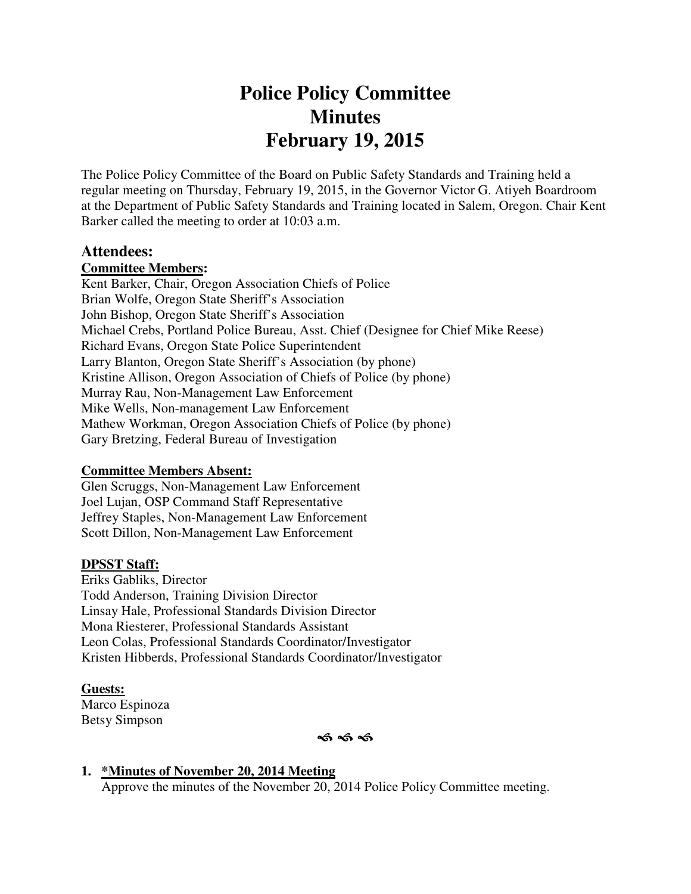# Police Policy Committee
# Minutes
# February 19, 2015

The Police Policy Committee of the Board on Public Safety Standards and Training held a regular meeting on Thursday, February 19, 2015, in the Governor Victor G. Atiyeh Boardroom at the Department of Public Safety Standards and Training located in Salem, Oregon. Chair Kent Barker called the meeting to order at 10:03 a.m.

## Attendees:

**Committee Members:**

Kent Barker, Chair, Oregon Association Chiefs of Police
Brian Wolfe, Oregon State Sheriff's Association
John Bishop, Oregon State Sheriff's Association
Michael Crebs, Portland Police Bureau, Asst. Chief (Designee for Chief Mike Reese)
Richard Evans, Oregon State Police Superintendent
Larry Blanton, Oregon State Sheriff's Association (by phone)
Kristine Allison, Oregon Association of Chiefs of Police (by phone)
Murray Rau, Non-Management Law Enforcement
Mike Wells, Non-management Law Enforcement
Mathew Workman, Oregon Association Chiefs of Police (by phone)
Gary Bretzing, Federal Bureau of Investigation

**Committee Members Absent:**

Glen Scruggs, Non-Management Law Enforcement
Joel Lujan, OSP Command Staff Representative
Jeffrey Staples, Non-Management Law Enforcement
Scott Dillon, Non-Management Law Enforcement

**DPSST Staff:**

Eriks Gabliks, Director
Todd Anderson, Training Division Director
Linsay Hale, Professional Standards Division Director
Mona Riesterer, Professional Standards Assistant
Leon Colas, Professional Standards Coordinator/Investigator
Kristen Hibberds, Professional Standards Coordinator/Investigator

**Guests:**

Marco Espinoza
Betsy Simpson

1. **\*Minutes of November 20, 2014 Meeting**
   Approve the minutes of the November 20, 2014 Police Policy Committee meeting.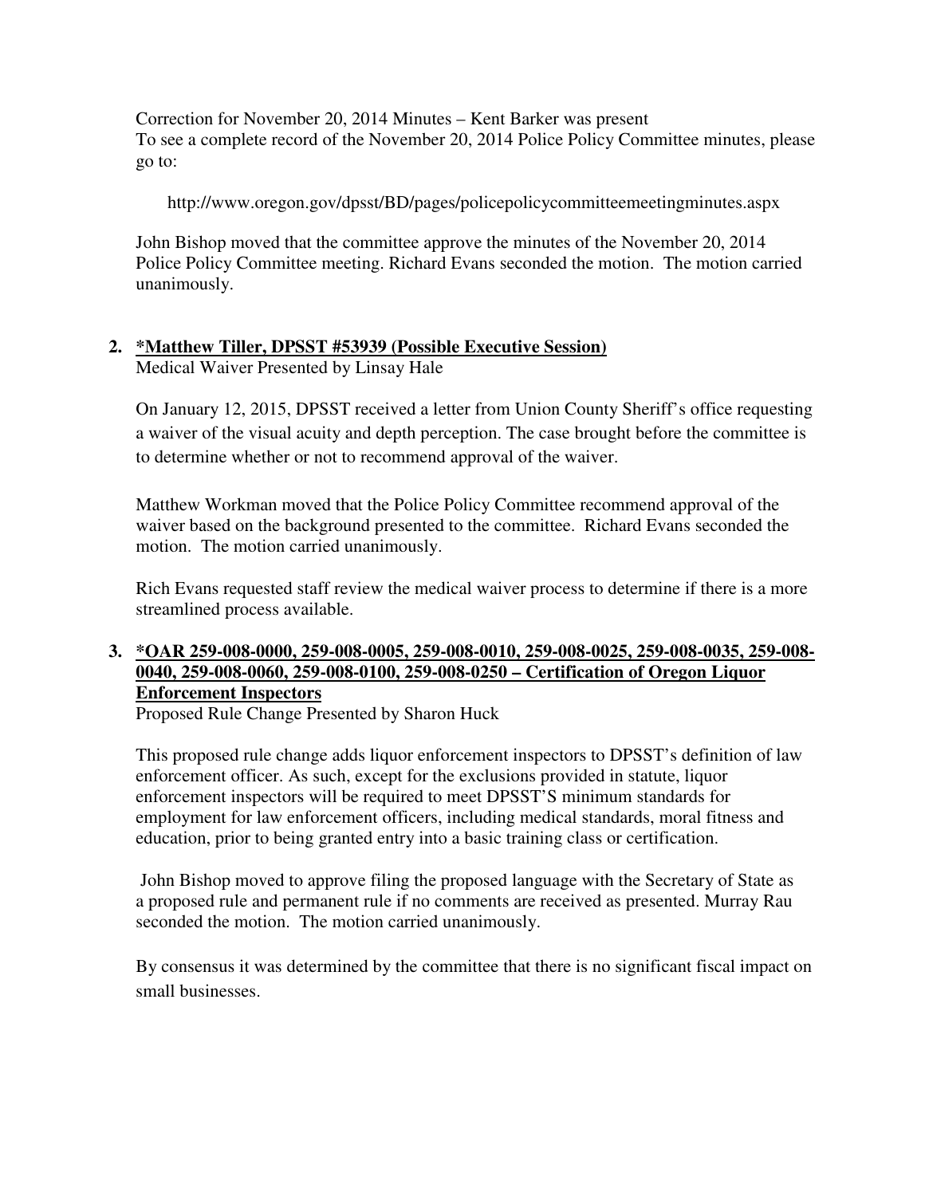Correction for November 20, 2014 Minutes – Kent Barker was present
To see a complete record of the November 20, 2014 Police Policy Committee minutes, please go to:

http://www.oregon.gov/dpsst/BD/pages/policepolicycommitteemeetingminutes.aspx

John Bishop moved that the committee approve the minutes of the November 20, 2014 Police Policy Committee meeting. Richard Evans seconded the motion. The motion carried unanimously.

**2. *Matthew Tiller, DPSST #53939 (Possible Executive Session)**
Medical Waiver Presented by Linsay Hale

On January 12, 2015, DPSST received a letter from Union County Sheriff's office requesting a waiver of the visual acuity and depth perception. The case brought before the committee is to determine whether or not to recommend approval of the waiver.

Matthew Workman moved that the Police Policy Committee recommend approval of the waiver based on the background presented to the committee. Richard Evans seconded the motion. The motion carried unanimously.

Rich Evans requested staff review the medical waiver process to determine if there is a more streamlined process available.

**3. *OAR 259-008-0000, 259-008-0005, 259-008-0010, 259-008-0025, 259-008-0035, 259-008-0040, 259-008-0060, 259-008-0100, 259-008-0250 – Certification of Oregon Liquor Enforcement Inspectors**
Proposed Rule Change Presented by Sharon Huck

This proposed rule change adds liquor enforcement inspectors to DPSST's definition of law enforcement officer. As such, except for the exclusions provided in statute, liquor enforcement inspectors will be required to meet DPSST'S minimum standards for employment for law enforcement officers, including medical standards, moral fitness and education, prior to being granted entry into a basic training class or certification.

John Bishop moved to approve filing the proposed language with the Secretary of State as a proposed rule and permanent rule if no comments are received as presented. Murray Rau seconded the motion. The motion carried unanimously.

By consensus it was determined by the committee that there is no significant fiscal impact on small businesses.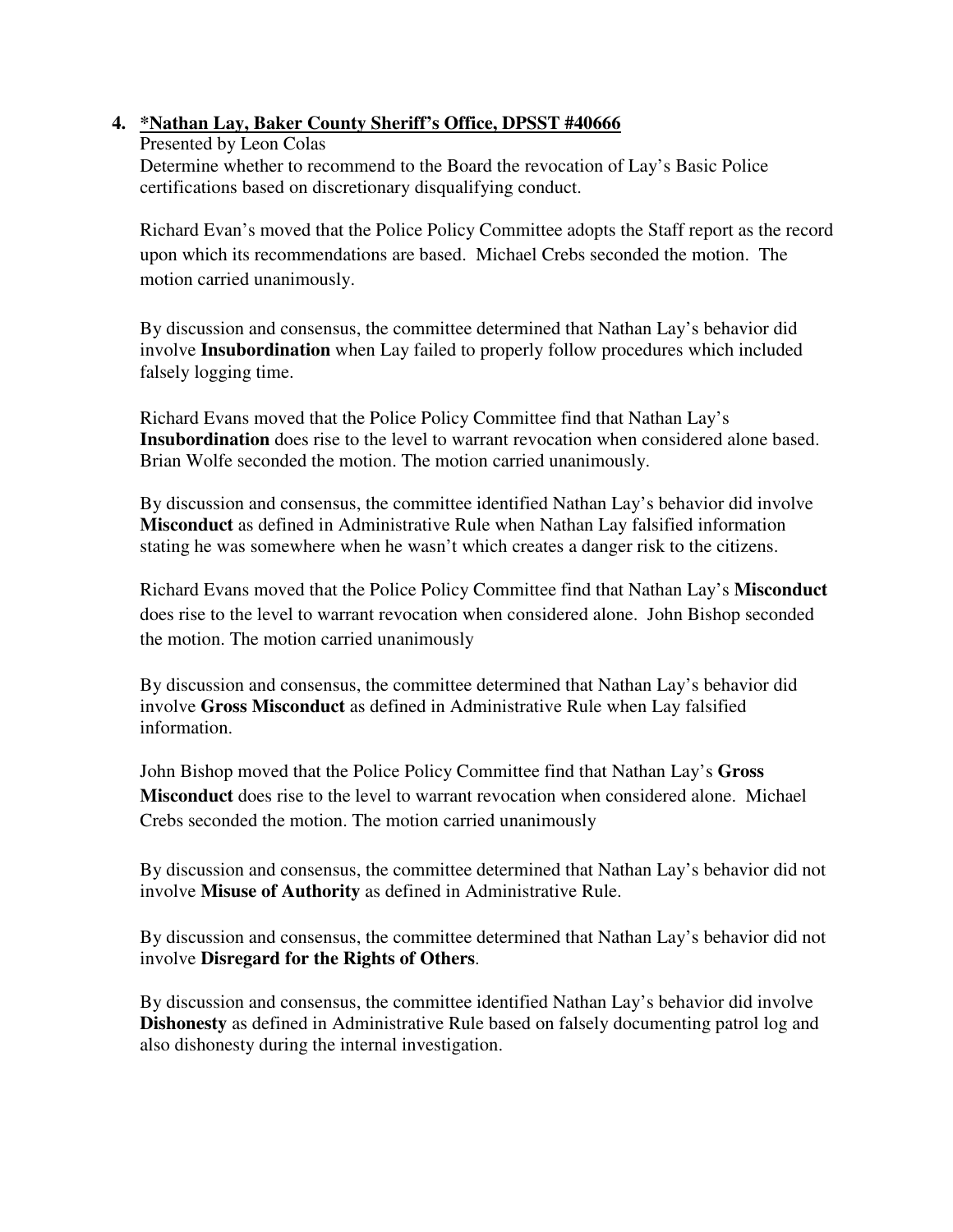4. **\*Nathan Lay, Baker County Sheriff's Office, DPSST #40666**
   Presented by Leon Colas
   Determine whether to recommend to the Board the revocation of Lay's Basic Police certifications based on discretionary disqualifying conduct.

   Richard Evan's moved that the Police Policy Committee adopts the Staff report as the record upon which its recommendations are based. Michael Crebs seconded the motion. The motion carried unanimously.

   By discussion and consensus, the committee determined that Nathan Lay's behavior did involve **Insubordination** when Lay failed to properly follow procedures which included falsely logging time.

   Richard Evans moved that the Police Policy Committee find that Nathan Lay's **Insubordination** does rise to the level to warrant revocation when considered alone based. Brian Wolfe seconded the motion. The motion carried unanimously.

   By discussion and consensus, the committee identified Nathan Lay's behavior did involve **Misconduct** as defined in Administrative Rule when Nathan Lay falsified information stating he was somewhere when he wasn't which creates a danger risk to the citizens.

   Richard Evans moved that the Police Policy Committee find that Nathan Lay's **Misconduct** does rise to the level to warrant revocation when considered alone. John Bishop seconded the motion. The motion carried unanimously

   By discussion and consensus, the committee determined that Nathan Lay's behavior did involve **Gross Misconduct** as defined in Administrative Rule when Lay falsified information.

   John Bishop moved that the Police Policy Committee find that Nathan Lay's **Gross Misconduct** does rise to the level to warrant revocation when considered alone. Michael Crebs seconded the motion. The motion carried unanimously

   By discussion and consensus, the committee determined that Nathan Lay's behavior did not involve **Misuse of Authority** as defined in Administrative Rule.

   By discussion and consensus, the committee determined that Nathan Lay's behavior did not involve **Disregard for the Rights of Others**.

   By discussion and consensus, the committee identified Nathan Lay's behavior did involve **Dishonesty** as defined in Administrative Rule based on falsely documenting patrol log and also dishonesty during the internal investigation.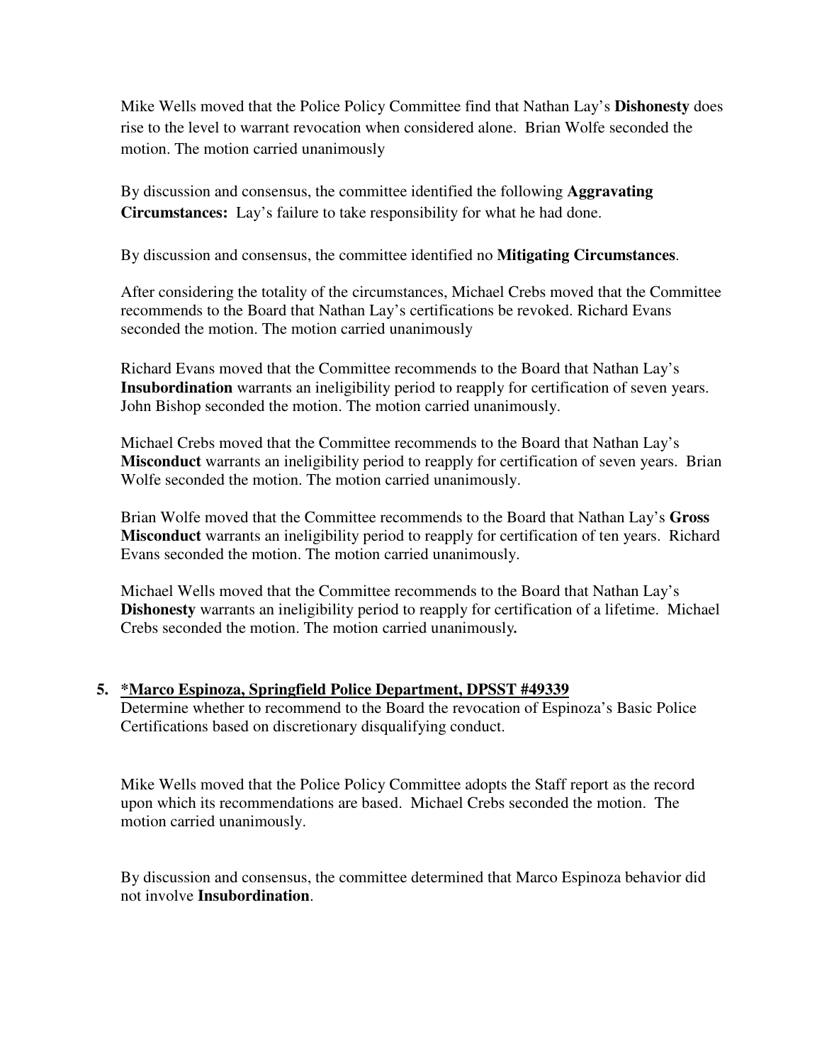Mike Wells moved that the Police Policy Committee find that Nathan Lay's **Dishonesty** does rise to the level to warrant revocation when considered alone. Brian Wolfe seconded the motion. The motion carried unanimously

By discussion and consensus, the committee identified the following **Aggravating Circumstances:** Lay's failure to take responsibility for what he had done.

By discussion and consensus, the committee identified no **Mitigating Circumstances**.

After considering the totality of the circumstances, Michael Crebs moved that the Committee recommends to the Board that Nathan Lay's certifications be revoked. Richard Evans seconded the motion. The motion carried unanimously

Richard Evans moved that the Committee recommends to the Board that Nathan Lay's **Insubordination** warrants an ineligibility period to reapply for certification of seven years. John Bishop seconded the motion. The motion carried unanimously.

Michael Crebs moved that the Committee recommends to the Board that Nathan Lay's **Misconduct** warrants an ineligibility period to reapply for certification of seven years. Brian Wolfe seconded the motion. The motion carried unanimously.

Brian Wolfe moved that the Committee recommends to the Board that Nathan Lay's **Gross Misconduct** warrants an ineligibility period to reapply for certification of ten years. Richard Evans seconded the motion. The motion carried unanimously.

Michael Wells moved that the Committee recommends to the Board that Nathan Lay's **Dishonesty** warrants an ineligibility period to reapply for certification of a lifetime. Michael Crebs seconded the motion. The motion carried unanimously**.**

5. **<u>*Marco Espinoza, Springfield Police Department, DPSST #49339</u>**
   Determine whether to recommend to the Board the revocation of Espinoza's Basic Police Certifications based on discretionary disqualifying conduct.

Mike Wells moved that the Police Policy Committee adopts the Staff report as the record upon which its recommendations are based. Michael Crebs seconded the motion. The motion carried unanimously.

By discussion and consensus, the committee determined that Marco Espinoza behavior did not involve **Insubordination**.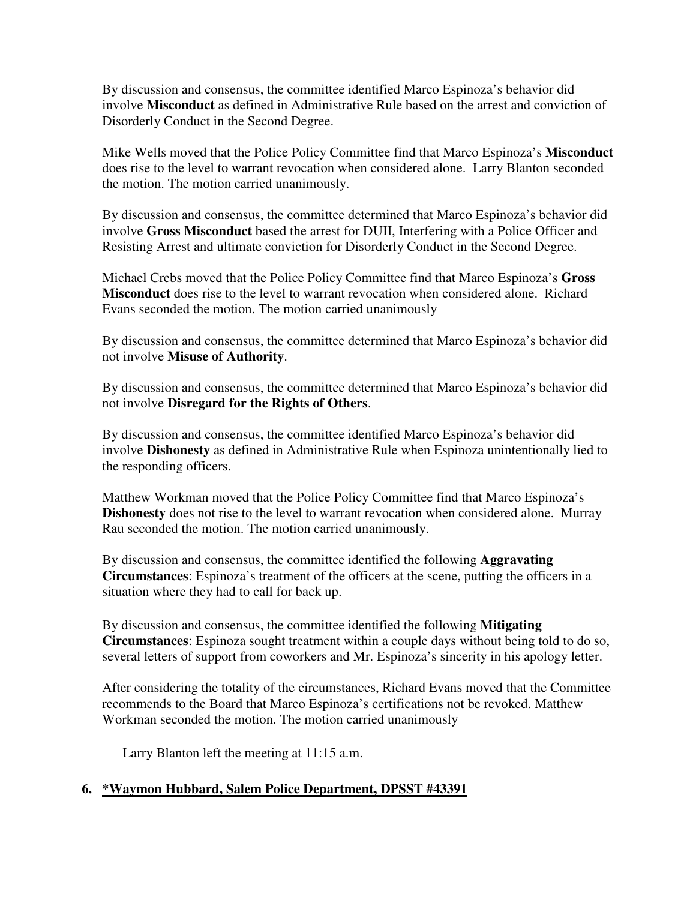By discussion and consensus, the committee identified Marco Espinoza's behavior did involve **Misconduct** as defined in Administrative Rule based on the arrest and conviction of Disorderly Conduct in the Second Degree.

Mike Wells moved that the Police Policy Committee find that Marco Espinoza's **Misconduct** does rise to the level to warrant revocation when considered alone. Larry Blanton seconded the motion. The motion carried unanimously.

By discussion and consensus, the committee determined that Marco Espinoza's behavior did involve **Gross Misconduct** based the arrest for DUII, Interfering with a Police Officer and Resisting Arrest and ultimate conviction for Disorderly Conduct in the Second Degree.

Michael Crebs moved that the Police Policy Committee find that Marco Espinoza's **Gross Misconduct** does rise to the level to warrant revocation when considered alone. Richard Evans seconded the motion. The motion carried unanimously

By discussion and consensus, the committee determined that Marco Espinoza's behavior did not involve **Misuse of Authority**.

By discussion and consensus, the committee determined that Marco Espinoza's behavior did not involve **Disregard for the Rights of Others**.

By discussion and consensus, the committee identified Marco Espinoza's behavior did involve **Dishonesty** as defined in Administrative Rule when Espinoza unintentionally lied to the responding officers.

Matthew Workman moved that the Police Policy Committee find that Marco Espinoza's **Dishonesty** does not rise to the level to warrant revocation when considered alone. Murray Rau seconded the motion. The motion carried unanimously.

By discussion and consensus, the committee identified the following **Aggravating Circumstances**: Espinoza's treatment of the officers at the scene, putting the officers in a situation where they had to call for back up.

By discussion and consensus, the committee identified the following **Mitigating Circumstances**: Espinoza sought treatment within a couple days without being told to do so, several letters of support from coworkers and Mr. Espinoza's sincerity in his apology letter.

After considering the totality of the circumstances, Richard Evans moved that the Committee recommends to the Board that Marco Espinoza's certifications not be revoked. Matthew Workman seconded the motion. The motion carried unanimously

Larry Blanton left the meeting at 11:15 a.m.

## 6. *Waymon Hubbard, Salem Police Department, DPSST #43391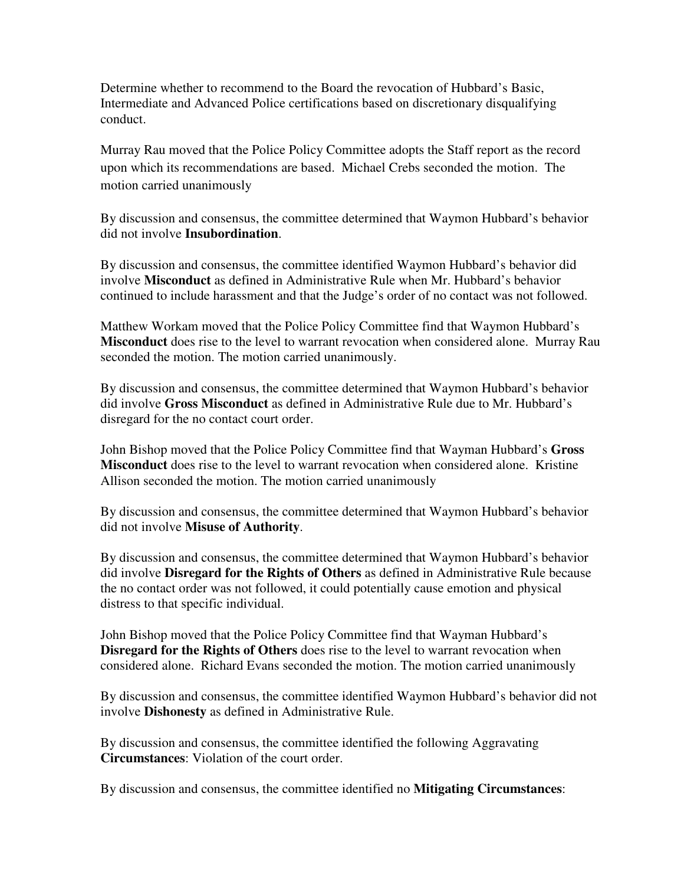Determine whether to recommend to the Board the revocation of Hubbard's Basic, Intermediate and Advanced Police certifications based on discretionary disqualifying conduct.

Murray Rau moved that the Police Policy Committee adopts the Staff report as the record upon which its recommendations are based. Michael Crebs seconded the motion. The motion carried unanimously

By discussion and consensus, the committee determined that Waymon Hubbard's behavior did not involve **Insubordination**.

By discussion and consensus, the committee identified Waymon Hubbard's behavior did involve **Misconduct** as defined in Administrative Rule when Mr. Hubbard's behavior continued to include harassment and that the Judge's order of no contact was not followed.

Matthew Workam moved that the Police Policy Committee find that Waymon Hubbard's **Misconduct** does rise to the level to warrant revocation when considered alone. Murray Rau seconded the motion. The motion carried unanimously.

By discussion and consensus, the committee determined that Waymon Hubbard's behavior did involve **Gross Misconduct** as defined in Administrative Rule due to Mr. Hubbard's disregard for the no contact court order.

John Bishop moved that the Police Policy Committee find that Wayman Hubbard's **Gross Misconduct** does rise to the level to warrant revocation when considered alone. Kristine Allison seconded the motion. The motion carried unanimously

By discussion and consensus, the committee determined that Waymon Hubbard's behavior did not involve **Misuse of Authority**.

By discussion and consensus, the committee determined that Waymon Hubbard's behavior did involve **Disregard for the Rights of Others** as defined in Administrative Rule because the no contact order was not followed, it could potentially cause emotion and physical distress to that specific individual.

John Bishop moved that the Police Policy Committee find that Wayman Hubbard's **Disregard for the Rights of Others** does rise to the level to warrant revocation when considered alone. Richard Evans seconded the motion. The motion carried unanimously

By discussion and consensus, the committee identified Waymon Hubbard's behavior did not involve **Dishonesty** as defined in Administrative Rule.

By discussion and consensus, the committee identified the following Aggravating **Circumstances**: Violation of the court order.

By discussion and consensus, the committee identified no **Mitigating Circumstances**: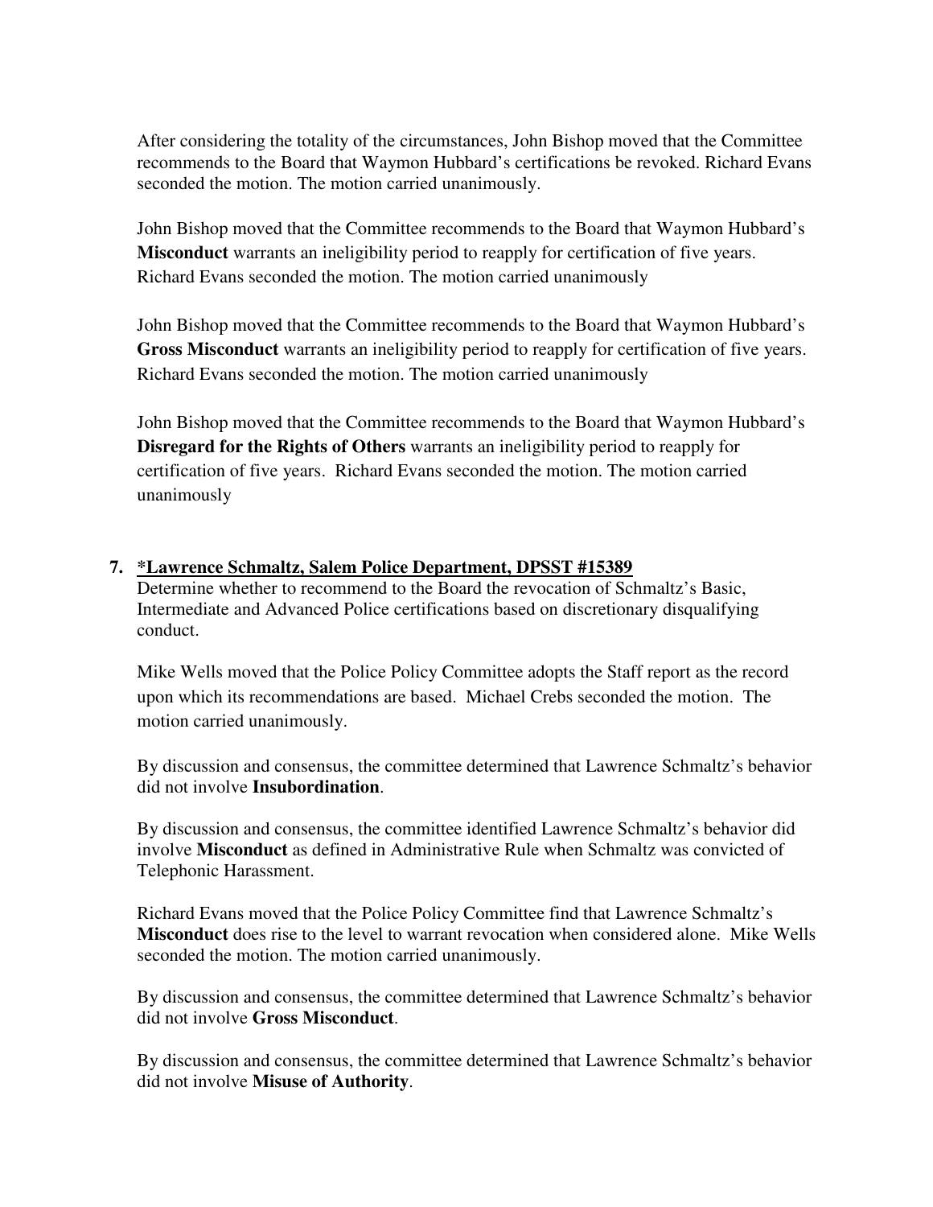After considering the totality of the circumstances, John Bishop moved that the Committee recommends to the Board that Waymon Hubbard's certifications be revoked. Richard Evans seconded the motion. The motion carried unanimously.

John Bishop moved that the Committee recommends to the Board that Waymon Hubbard's **Misconduct** warrants an ineligibility period to reapply for certification of five years. Richard Evans seconded the motion. The motion carried unanimously

John Bishop moved that the Committee recommends to the Board that Waymon Hubbard's **Gross Misconduct** warrants an ineligibility period to reapply for certification of five years. Richard Evans seconded the motion. The motion carried unanimously

John Bishop moved that the Committee recommends to the Board that Waymon Hubbard's **Disregard for the Rights of Others** warrants an ineligibility period to reapply for certification of five years. Richard Evans seconded the motion. The motion carried unanimously

7. **\*Lawrence Schmaltz, Salem Police Department, DPSST #15389**

Determine whether to recommend to the Board the revocation of Schmaltz's Basic, Intermediate and Advanced Police certifications based on discretionary disqualifying conduct.

Mike Wells moved that the Police Policy Committee adopts the Staff report as the record upon which its recommendations are based. Michael Crebs seconded the motion. The motion carried unanimously.

By discussion and consensus, the committee determined that Lawrence Schmaltz's behavior did not involve **Insubordination**.

By discussion and consensus, the committee identified Lawrence Schmaltz's behavior did involve **Misconduct** as defined in Administrative Rule when Schmaltz was convicted of Telephonic Harassment.

Richard Evans moved that the Police Policy Committee find that Lawrence Schmaltz's **Misconduct** does rise to the level to warrant revocation when considered alone. Mike Wells seconded the motion. The motion carried unanimously.

By discussion and consensus, the committee determined that Lawrence Schmaltz's behavior did not involve **Gross Misconduct**.

By discussion and consensus, the committee determined that Lawrence Schmaltz's behavior did not involve **Misuse of Authority**.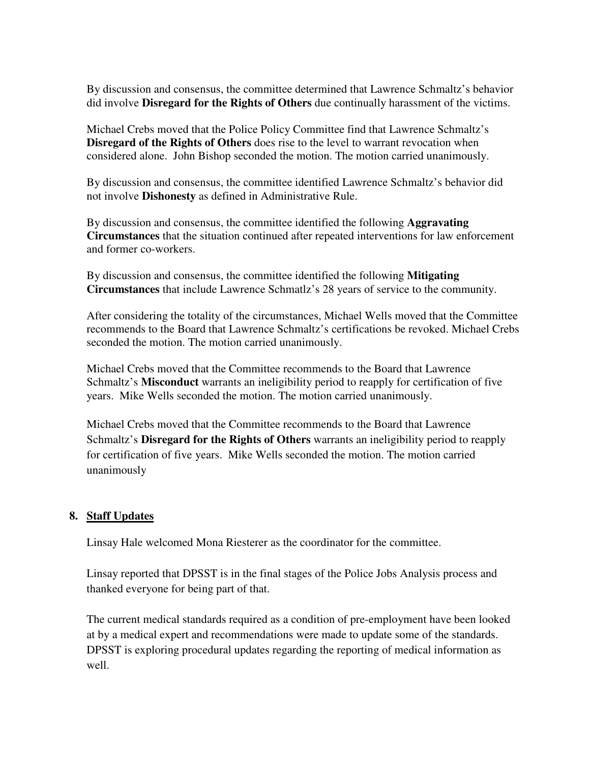By discussion and consensus, the committee determined that Lawrence Schmaltz's behavior did involve **Disregard for the Rights of Others** due continually harassment of the victims.

Michael Crebs moved that the Police Policy Committee find that Lawrence Schmaltz's **Disregard of the Rights of Others** does rise to the level to warrant revocation when considered alone. John Bishop seconded the motion. The motion carried unanimously.

By discussion and consensus, the committee identified Lawrence Schmaltz's behavior did not involve **Dishonesty** as defined in Administrative Rule.

By discussion and consensus, the committee identified the following **Aggravating Circumstances** that the situation continued after repeated interventions for law enforcement and former co-workers.

By discussion and consensus, the committee identified the following **Mitigating Circumstances** that include Lawrence Schmatlz's 28 years of service to the community.

After considering the totality of the circumstances, Michael Wells moved that the Committee recommends to the Board that Lawrence Schmaltz's certifications be revoked. Michael Crebs seconded the motion. The motion carried unanimously.

Michael Crebs moved that the Committee recommends to the Board that Lawrence Schmaltz's **Misconduct** warrants an ineligibility period to reapply for certification of five years. Mike Wells seconded the motion. The motion carried unanimously.

Michael Crebs moved that the Committee recommends to the Board that Lawrence Schmaltz's **Disregard for the Rights of Others** warrants an ineligibility period to reapply for certification of five years. Mike Wells seconded the motion. The motion carried unanimously

## 8. Staff Updates

Linsay Hale welcomed Mona Riesterer as the coordinator for the committee.

Linsay reported that DPSST is in the final stages of the Police Jobs Analysis process and thanked everyone for being part of that.

The current medical standards required as a condition of pre-employment have been looked at by a medical expert and recommendations were made to update some of the standards. DPSST is exploring procedural updates regarding the reporting of medical information as well.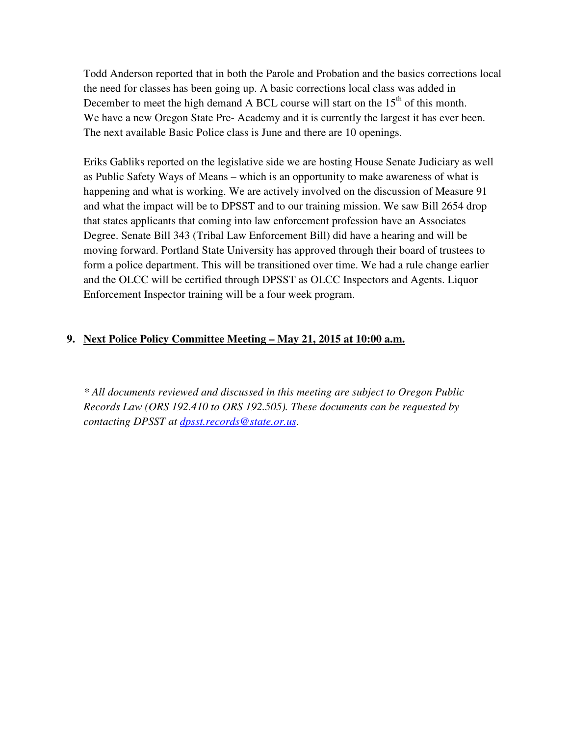Todd Anderson reported that in both the Parole and Probation and the basics corrections local the need for classes has been going up. A basic corrections local class was added in December to meet the high demand A BCL course will start on the 15th of this month. We have a new Oregon State Pre- Academy and it is currently the largest it has ever been. The next available Basic Police class is June and there are 10 openings.

Eriks Gabliks reported on the legislative side we are hosting House Senate Judiciary as well as Public Safety Ways of Means – which is an opportunity to make awareness of what is happening and what is working. We are actively involved on the discussion of Measure 91 and what the impact will be to DPSST and to our training mission. We saw Bill 2654 drop that states applicants that coming into law enforcement profession have an Associates Degree. Senate Bill 343 (Tribal Law Enforcement Bill) did have a hearing and will be moving forward. Portland State University has approved through their board of trustees to form a police department. This will be transitioned over time. We had a rule change earlier and the OLCC will be certified through DPSST as OLCC Inspectors and Agents. Liquor Enforcement Inspector training will be a four week program.

**9. <u>Next Police Policy Committee Meeting – May 21, 2015 at 10:00 a.m.</u>**

*\* All documents reviewed and discussed in this meeting are subject to Oregon Public Records Law (ORS 192.410 to ORS 192.505). These documents can be requested by contacting DPSST at [dpsst.records@state.or.us](mailto:dpsst.records@state.or.us).*